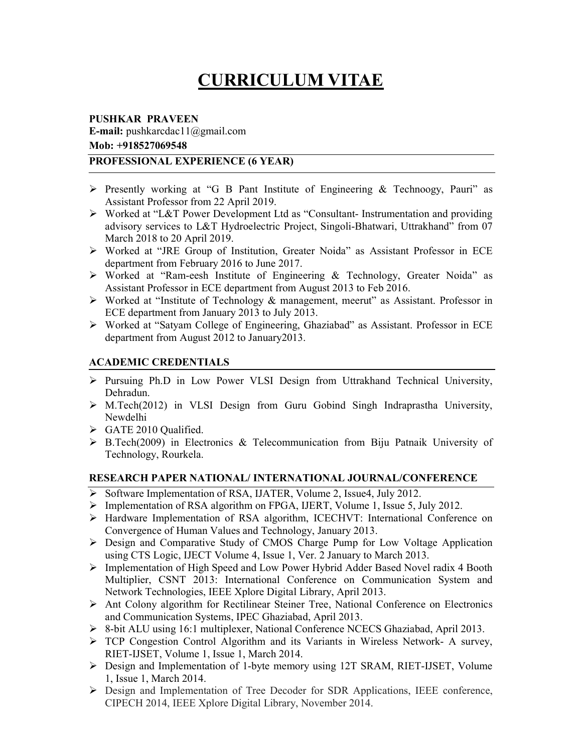# CURRICULUM VITAE

**PUSHKAR PRAVEEN**
**E-mail:** pushkarcdac11@gmail.com
**Mob: +918527069548**

## PROFESSIONAL EXPERIENCE (6 YEAR)

- Presently working at "G B Pant Institute of Engineering & Technoogy, Pauri" as Assistant Professor from 22 April 2019.
- Worked at "L&T Power Development Ltd as "Consultant- Instrumentation and providing advisory services to L&T Hydroelectric Project, Singoli-Bhatwari, Uttrakhand" from 07 March 2018 to 20 April 2019.
- Worked at "JRE Group of Institution, Greater Noida" as Assistant Professor in ECE department from February 2016 to June 2017.
- Worked at "Ram-eesh Institute of Engineering & Technology, Greater Noida" as Assistant Professor in ECE department from August 2013 to Feb 2016.
- Worked at "Institute of Technology & management, meerut" as Assistant. Professor in ECE department from January 2013 to July 2013.
- Worked at "Satyam College of Engineering, Ghaziabad" as Assistant. Professor in ECE department from August 2012 to January2013.

## ACADEMIC CREDENTIALS

- Pursuing Ph.D in Low Power VLSI Design from Uttrakhand Technical University, Dehradun.
- M.Tech(2012) in VLSI Design from Guru Gobind Singh Indraprastha University, Newdelhi
- GATE 2010 Qualified.
- B.Tech(2009) in Electronics & Telecommunication from Biju Patnaik University of Technology, Rourkela.

## RESEARCH PAPER NATIONAL/ INTERNATIONAL JOURNAL/CONFERENCE

- Software Implementation of RSA, IJATER, Volume 2, Issue4, July 2012.
- Implementation of RSA algorithm on FPGA, IJERT, Volume 1, Issue 5, July 2012.
- Hardware Implementation of RSA algorithm, ICECHVT: International Conference on Convergence of Human Values and Technology, January 2013.
- Design and Comparative Study of CMOS Charge Pump for Low Voltage Application using CTS Logic, IJECT Volume 4, Issue 1, Ver. 2 January to March 2013.
- Implementation of High Speed and Low Power Hybrid Adder Based Novel radix 4 Booth Multiplier, CSNT 2013: International Conference on Communication System and Network Technologies, IEEE Xplore Digital Library, April 2013.
- Ant Colony algorithm for Rectilinear Steiner Tree, National Conference on Electronics and Communication Systems, IPEC Ghaziabad, April 2013.
- 8-bit ALU using 16:1 multiplexer, National Conference NCECS Ghaziabad, April 2013.
- TCP Congestion Control Algorithm and its Variants in Wireless Network- A survey, RIET-IJSET, Volume 1, Issue 1, March 2014.
- Design and Implementation of 1-byte memory using 12T SRAM, RIET-IJSET, Volume 1, Issue 1, March 2014.
- Design and Implementation of Tree Decoder for SDR Applications, IEEE conference, CIPECH 2014, IEEE Xplore Digital Library, November 2014.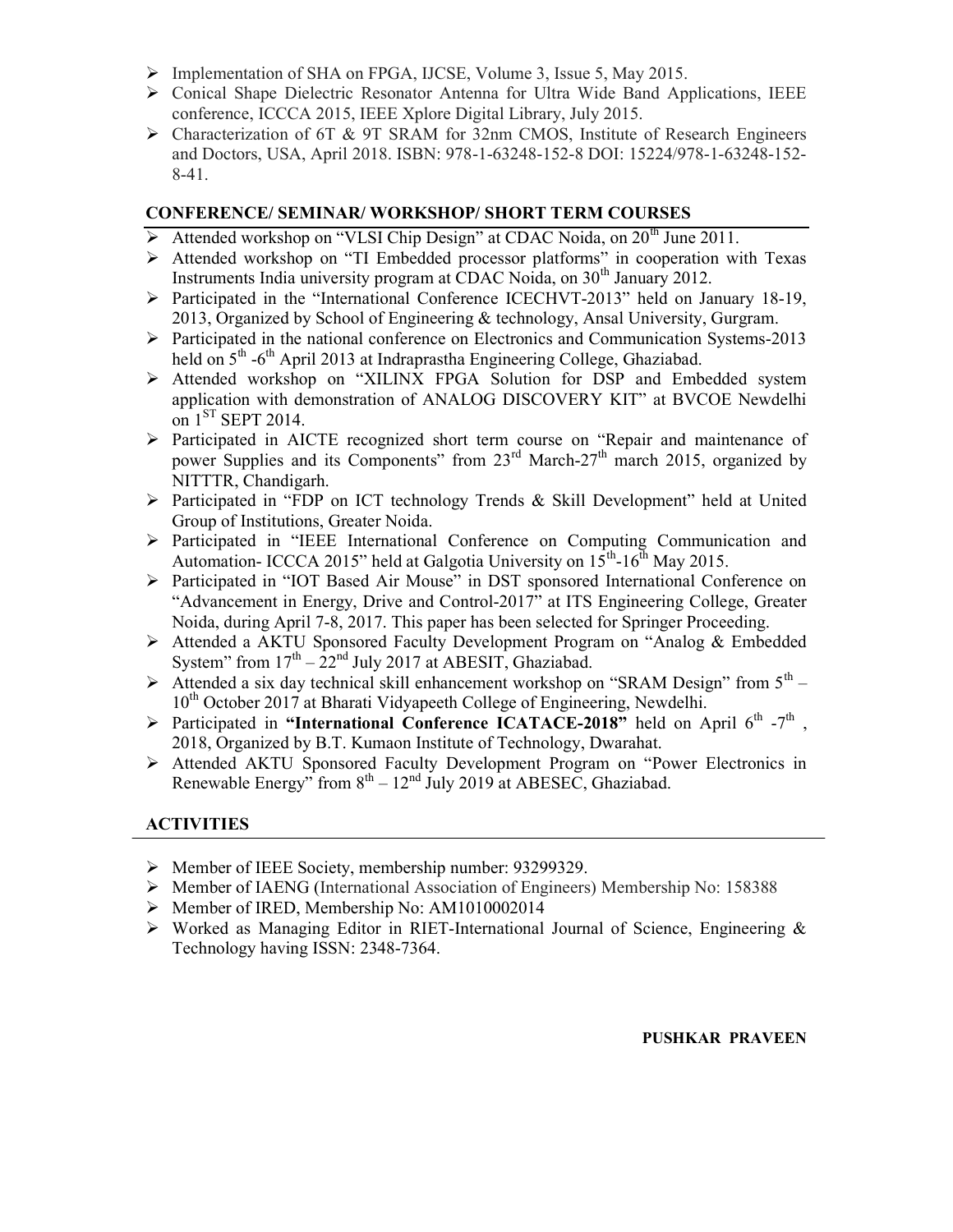- Implementation of SHA on FPGA, IJCSE, Volume 3, Issue 5, May 2015.
- Conical Shape Dielectric Resonator Antenna for Ultra Wide Band Applications, IEEE conference, ICCCA 2015, IEEE Xplore Digital Library, July 2015.
- Characterization of 6T & 9T SRAM for 32nm CMOS, Institute of Research Engineers and Doctors, USA, April 2018. ISBN: 978-1-63248-152-8 DOI: 15224/978-1-63248-152-8-41.

## CONFERENCE/ SEMINAR/ WORKSHOP/ SHORT TERM COURSES

- Attended workshop on "VLSI Chip Design" at CDAC Noida, on 20th June 2011.
- Attended workshop on "TI Embedded processor platforms" in cooperation with Texas Instruments India university program at CDAC Noida, on 30th January 2012.
- Participated in the "International Conference ICECHVT-2013" held on January 18-19, 2013, Organized by School of Engineering & technology, Ansal University, Gurgram.
- Participated in the national conference on Electronics and Communication Systems-2013 held on 5th -6th April 2013 at Indraprastha Engineering College, Ghaziabad.
- Attended workshop on "XILINX FPGA Solution for DSP and Embedded system application with demonstration of ANALOG DISCOVERY KIT" at BVCOE Newdelhi on 1ST SEPT 2014.
- Participated in AICTE recognized short term course on "Repair and maintenance of power Supplies and its Components" from 23rd March-27th march 2015, organized by NITTTR, Chandigarh.
- Participated in "FDP on ICT technology Trends & Skill Development" held at United Group of Institutions, Greater Noida.
- Participated in "IEEE International Conference on Computing Communication and Automation- ICCCA 2015" held at Galgotia University on 15th-16th May 2015.
- Participated in "IOT Based Air Mouse" in DST sponsored International Conference on "Advancement in Energy, Drive and Control-2017" at ITS Engineering College, Greater Noida, during April 7-8, 2017. This paper has been selected for Springer Proceeding.
- Attended a AKTU Sponsored Faculty Development Program on "Analog & Embedded System" from 17th – 22nd July 2017 at ABESIT, Ghaziabad.
- Attended a six day technical skill enhancement workshop on "SRAM Design" from 5th – 10th October 2017 at Bharati Vidyapeeth College of Engineering, Newdelhi.
- Participated in **"International Conference ICATACE-2018"** held on April 6th -7th , 2018, Organized by B.T. Kumaon Institute of Technology, Dwarahat.
- Attended AKTU Sponsored Faculty Development Program on "Power Electronics in Renewable Energy" from 8th – 12nd July 2019 at ABESEC, Ghaziabad.

## ACTIVITIES

- Member of IEEE Society, membership number: 93299329.
- Member of IAENG (International Association of Engineers) Membership No: 158388
- Member of IRED, Membership No: AM1010002014
- Worked as Managing Editor in RIET-International Journal of Science, Engineering & Technology having ISSN: 2348-7364.

**PUSHKAR PRAVEEN**